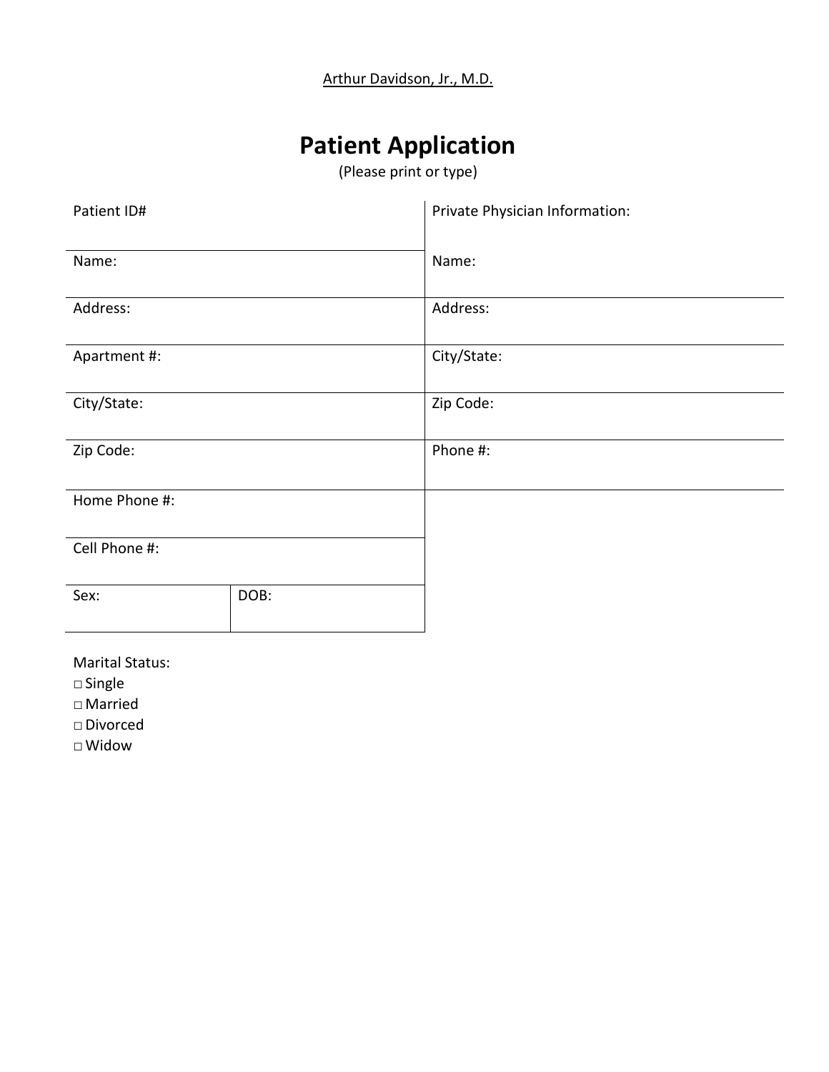Arthur Davidson, Jr., M.D.

# Patient Application

(Please print or type)

| Patient ID# | | Private Physician Information: |
|---|---|---|
| Name: | | Name: |
| Address: | | Address: |
| Apartment #: | | City/State: |
| City/State: | | Zip Code: |
| Zip Code: | | Phone #: |
| Home Phone #: | | |
| Cell Phone #: | | |
| Sex: | DOB: | |

Marital Status:

□ Single
□ Married
□ Divorced
□ Widow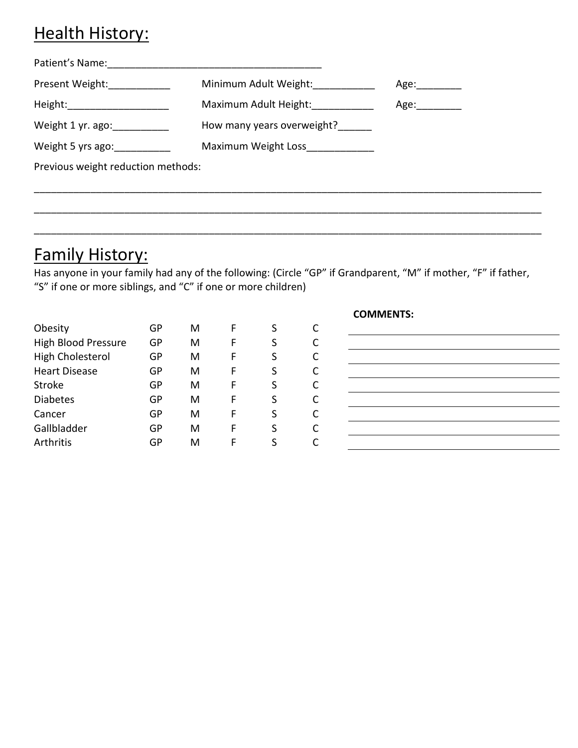# Health History:

Patient's Name:______________________________________

| | | |
|---|---|---|
| Present Weight:___________ | Minimum Adult Weight:___________ | Age:________ |
| Height:__________________ | Maximum Adult Height:___________ | Age:________ |
| Weight 1 yr. ago:__________ | How many years overweight?______ | |
| Weight 5 yrs ago:__________ | Maximum Weight Loss____________ | |

Previous weight reduction methods:

_____________________________________________________________________________________________

_____________________________________________________________________________________________

_____________________________________________________________________________________________

# Family History:

Has anyone in your family had any of the following: (Circle "GP" if Grandparent, "M" if mother, "F" if father, "S" if one or more siblings, and "C" if one or more children)

| | | | | | | **COMMENTS:** |
|---|---|---|---|---|---|---|
| Obesity | GP | M | F | S | C | ______________________ |
| High Blood Pressure | GP | M | F | S | C | ______________________ |
| High Cholesterol | GP | M | F | S | C | ______________________ |
| Heart Disease | GP | M | F | S | C | ______________________ |
| Stroke | GP | M | F | S | C | ______________________ |
| Diabetes | GP | M | F | S | C | ______________________ |
| Cancer | GP | M | F | S | C | ______________________ |
| Gallbladder | GP | M | F | S | C | ______________________ |
| Arthritis | GP | M | F | S | C | ______________________ |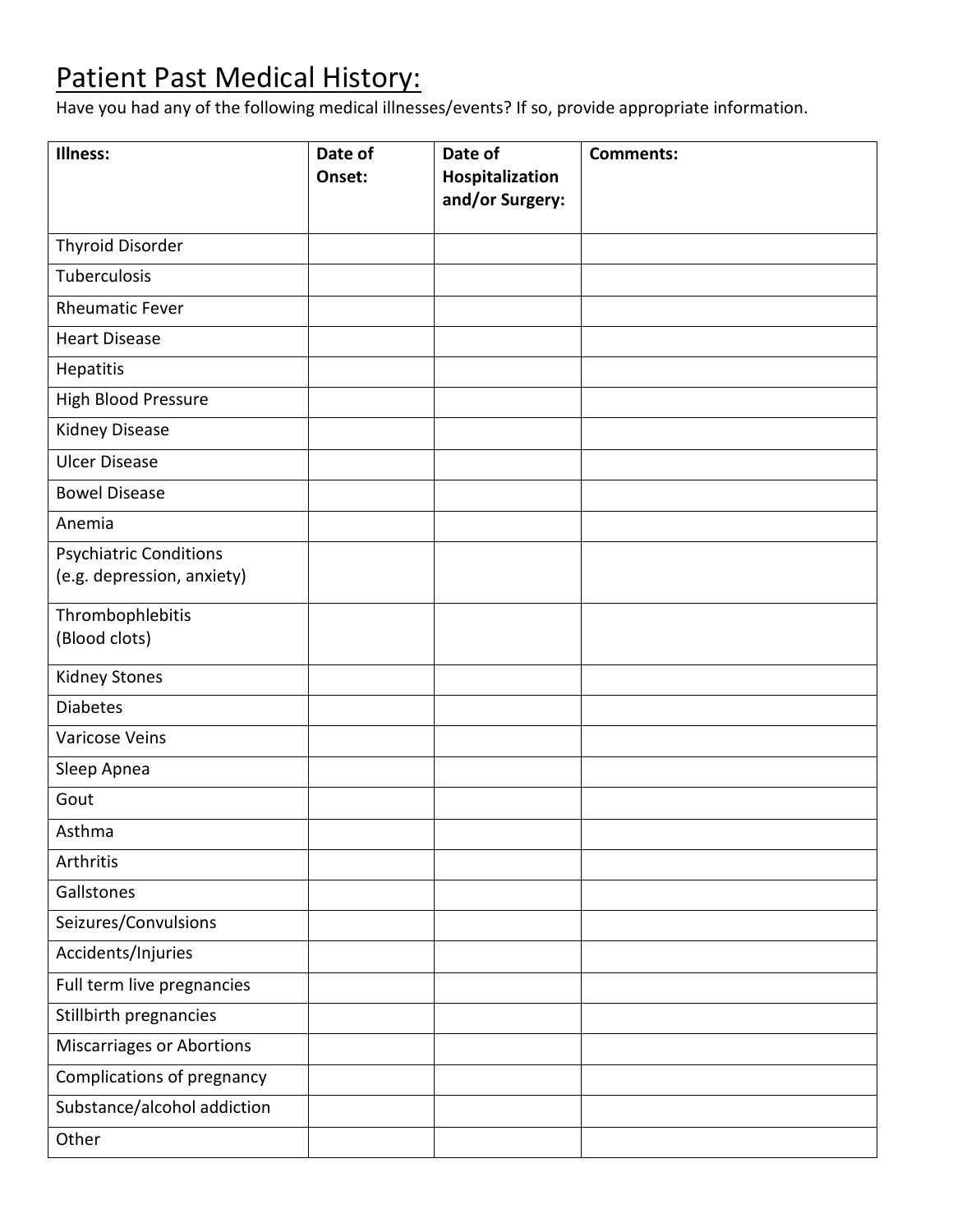# Patient Past Medical History:

Have you had any of the following medical illnesses/events? If so, provide appropriate information.

| Illness: | Date of Onset: | Date of Hospitalization and/or Surgery: | Comments: |
|---|---|---|---|
| Thyroid Disorder | | | |
| Tuberculosis | | | |
| Rheumatic Fever | | | |
| Heart Disease | | | |
| Hepatitis | | | |
| High Blood Pressure | | | |
| Kidney Disease | | | |
| Ulcer Disease | | | |
| Bowel Disease | | | |
| Anemia | | | |
| Psychiatric Conditions (e.g. depression, anxiety) | | | |
| Thrombophlebitis (Blood clots) | | | |
| Kidney Stones | | | |
| Diabetes | | | |
| Varicose Veins | | | |
| Sleep Apnea | | | |
| Gout | | | |
| Asthma | | | |
| Arthritis | | | |
| Gallstones | | | |
| Seizures/Convulsions | | | |
| Accidents/Injuries | | | |
| Full term live pregnancies | | | |
| Stillbirth pregnancies | | | |
| Miscarriages or Abortions | | | |
| Complications of pregnancy | | | |
| Substance/alcohol addiction | | | |
| Other | | | |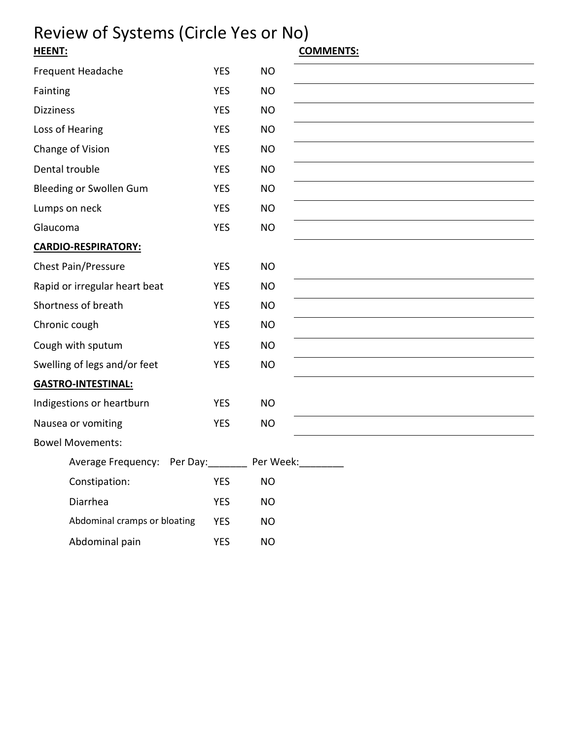# Review of Systems (Circle Yes or No)

| **HEENT:** | | | **COMMENTS:** |
|---|---|---|---|
| Frequent Headache | YES | NO | |
| Fainting | YES | NO | |
| Dizziness | YES | NO | |
| Loss of Hearing | YES | NO | |
| Change of Vision | YES | NO | |
| Dental trouble | YES | NO | |
| Bleeding or Swollen Gum | YES | NO | |
| Lumps on neck | YES | NO | |
| Glaucoma | YES | NO | |
| **CARDIO-RESPIRATORY:** | | | |
| Chest Pain/Pressure | YES | NO | |
| Rapid or irregular heart beat | YES | NO | |
| Shortness of breath | YES | NO | |
| Chronic cough | YES | NO | |
| Cough with sputum | YES | NO | |
| Swelling of legs and/or feet | YES | NO | |
| **GASTRO-INTESTINAL:** | | | |
| Indigestions or heartburn | YES | NO | |
| Nausea or vomiting | YES | NO | |

Bowel Movements:

Average Frequency: Per Day:_______ Per Week:________

| | | |
|---|---|---|
| Constipation: | YES | NO |
| Diarrhea | YES | NO |
| Abdominal cramps or bloating | YES | NO |
| Abdominal pain | YES | NO |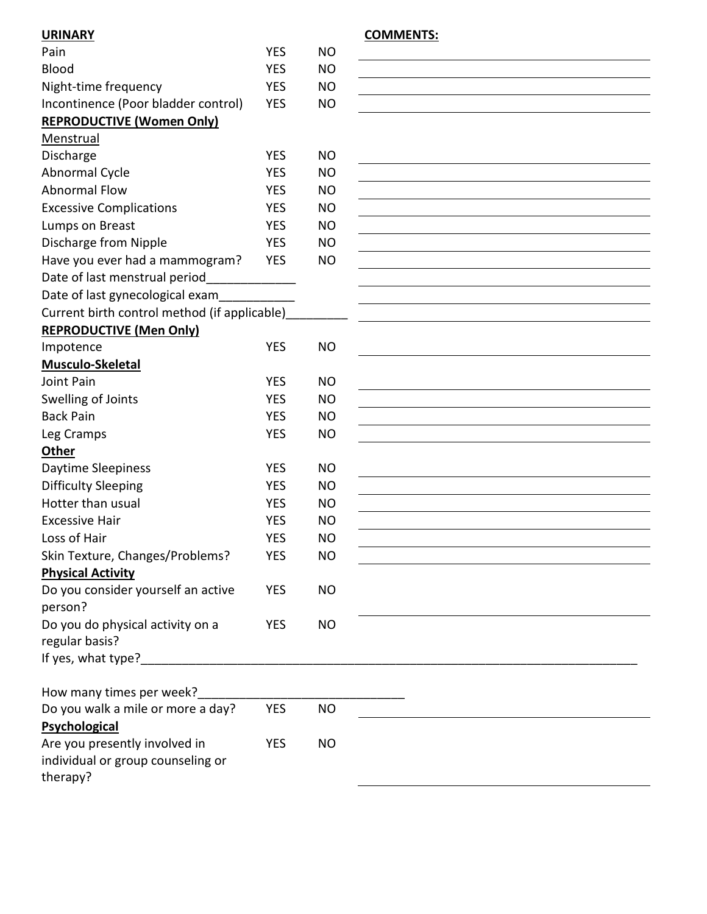| **URINARY** | | | **COMMENTS:** |
|---|---|---|---|
| Pain | YES | NO | |
| Blood | YES | NO | |
| Night-time frequency | YES | NO | |
| Incontinence (Poor bladder control) | YES | NO | |
| **REPRODUCTIVE (Women Only)** | | | |
| Menstrual | | | |
| Discharge | YES | NO | |
| Abnormal Cycle | YES | NO | |
| Abnormal Flow | YES | NO | |
| Excessive Complications | YES | NO | |
| Lumps on Breast | YES | NO | |
| Discharge from Nipple | YES | NO | |
| Have you ever had a mammogram? | YES | NO | |
| Date of last menstrual period____________ | | | |
| Date of last gynecological exam__________ | | | |
| Current birth control method (if applicable)________ | | | |
| **REPRODUCTIVE (Men Only)** | | | |
| Impotence | YES | NO | |
| **Musculo-Skeletal** | | | |
| Joint Pain | YES | NO | |
| Swelling of Joints | YES | NO | |
| Back Pain | YES | NO | |
| Leg Cramps | YES | NO | |
| **Other** | | | |
| Daytime Sleepiness | YES | NO | |
| Difficulty Sleeping | YES | NO | |
| Hotter than usual | YES | NO | |
| Excessive Hair | YES | NO | |
| Loss of Hair | YES | NO | |
| Skin Texture, Changes/Problems? | YES | NO | |
| **Physical Activity** | | | |
| Do you consider yourself an active person? | YES | NO | |
| Do you do physical activity on a regular basis? | YES | NO | |

If yes, what type?___________________________________________________________________________

How many times per week?_____________________________

| | | | |
|---|---|---|---|
| Do you walk a mile or more a day? | YES | NO | |
| **Psychological** | | | |
| Are you presently involved in individual or group counseling or therapy? | YES | NO | |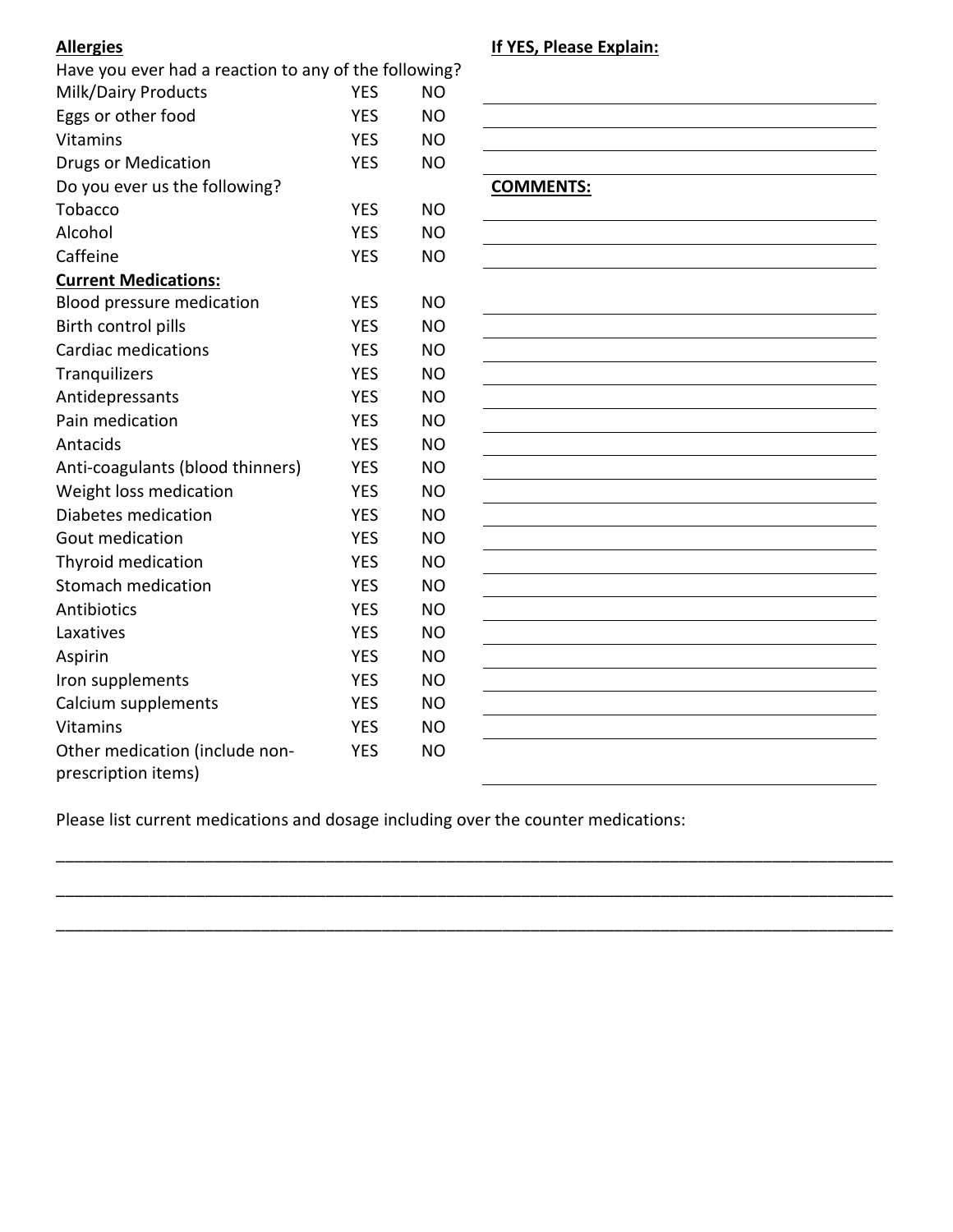| **Allergies** | | | **If YES, Please Explain:** |
|---|---|---|---|
| Have you ever had a reaction to any of the following? | | | |
| Milk/Dairy Products | YES | NO | |
| Eggs or other food | YES | NO | |
| Vitamins | YES | NO | |
| Drugs or Medication | YES | NO | |
| Do you ever us the following? | | | **COMMENTS:** |
| Tobacco | YES | NO | |
| Alcohol | YES | NO | |
| Caffeine | YES | NO | |
| **Current Medications:** | | | |
| Blood pressure medication | YES | NO | |
| Birth control pills | YES | NO | |
| Cardiac medications | YES | NO | |
| Tranquilizers | YES | NO | |
| Antidepressants | YES | NO | |
| Pain medication | YES | NO | |
| Antacids | YES | NO | |
| Anti-coagulants (blood thinners) | YES | NO | |
| Weight loss medication | YES | NO | |
| Diabetes medication | YES | NO | |
| Gout medication | YES | NO | |
| Thyroid medication | YES | NO | |
| Stomach medication | YES | NO | |
| Antibiotics | YES | NO | |
| Laxatives | YES | NO | |
| Aspirin | YES | NO | |
| Iron supplements | YES | NO | |
| Calcium supplements | YES | NO | |
| Vitamins | YES | NO | |
| Other medication (include non-prescription items) | YES | NO | |

Please list current medications and dosage including over the counter medications:

______________________________________________________________________________

______________________________________________________________________________

______________________________________________________________________________